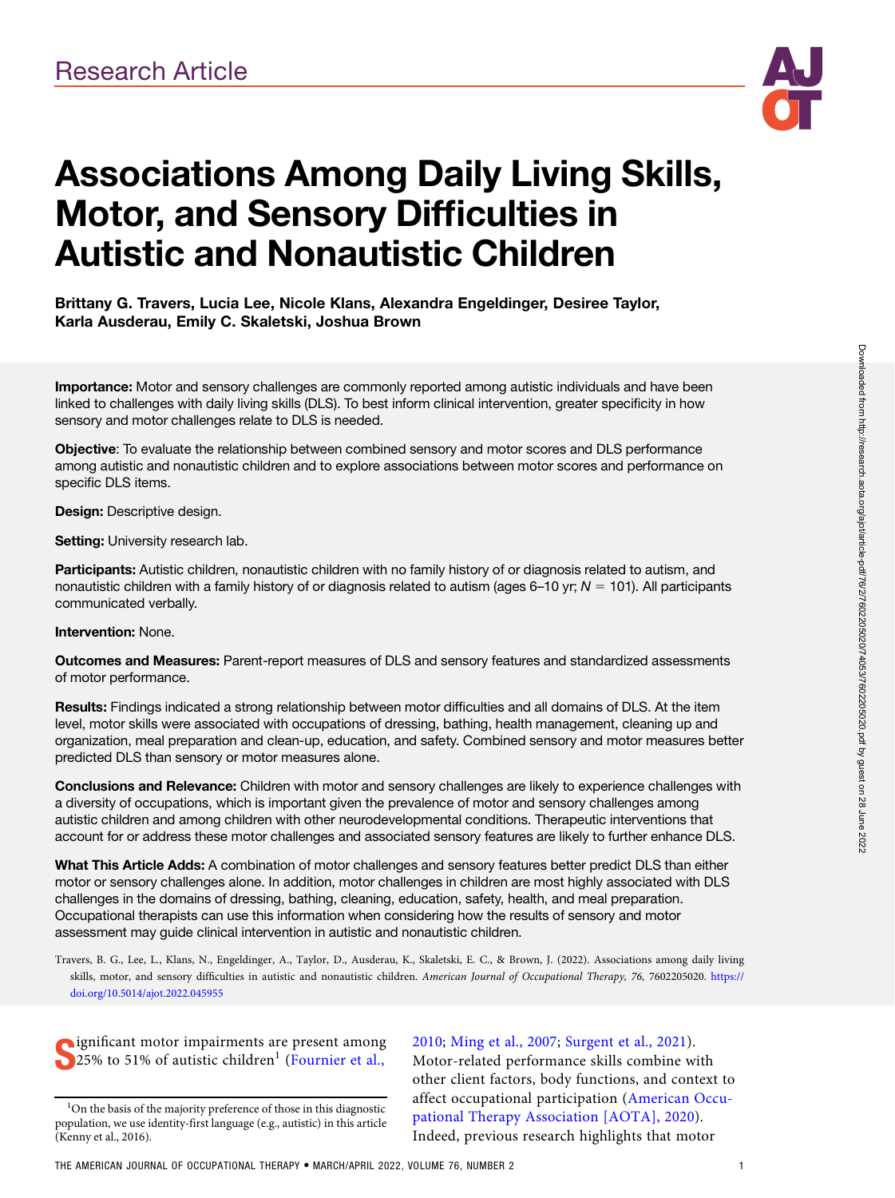Research Article

# Associations Among Daily Living Skills, Motor, and Sensory Difficulties in Autistic and Nonautistic Children

**Brittany G. Travers, Lucia Lee, Nicole Klans, Alexandra Engeldinger, Desiree Taylor, Karla Ausderau, Emily C. Skaletski, Joshua Brown**

**Importance:** Motor and sensory challenges are commonly reported among autistic individuals and have been linked to challenges with daily living skills (DLS). To best inform clinical intervention, greater specificity in how sensory and motor challenges relate to DLS is needed.

**Objective**: To evaluate the relationship between combined sensory and motor scores and DLS performance among autistic and nonautistic children and to explore associations between motor scores and performance on specific DLS items.

**Design:** Descriptive design.

**Setting:** University research lab.

**Participants:** Autistic children, nonautistic children with no family history of or diagnosis related to autism, and nonautistic children with a family history of or diagnosis related to autism (ages 6–10 yr; $N = 101$). All participants communicated verbally.

**Intervention:** None.

**Outcomes and Measures:** Parent-report measures of DLS and sensory features and standardized assessments of motor performance.

**Results:** Findings indicated a strong relationship between motor difficulties and all domains of DLS. At the item level, motor skills were associated with occupations of dressing, bathing, health management, cleaning up and organization, meal preparation and clean-up, education, and safety. Combined sensory and motor measures better predicted DLS than sensory or motor measures alone.

**Conclusions and Relevance:** Children with motor and sensory challenges are likely to experience challenges with a diversity of occupations, which is important given the prevalence of motor and sensory challenges among autistic children and among children with other neurodevelopmental conditions. Therapeutic interventions that account for or address these motor challenges and associated sensory features are likely to further enhance DLS.

**What This Article Adds:** A combination of motor challenges and sensory features better predict DLS than either motor or sensory challenges alone. In addition, motor challenges in children are most highly associated with DLS challenges in the domains of dressing, bathing, cleaning, education, safety, health, and meal preparation. Occupational therapists can use this information when considering how the results of sensory and motor assessment may guide clinical intervention in autistic and nonautistic children.

Travers, B. G., Lee, L., Klans, N., Engeldinger, A., Taylor, D., Ausderau, K., Skaletski, E. C., & Brown, J. (2022). Associations among daily living skills, motor, and sensory difficulties in autistic and nonautistic children. *American Journal of Occupational Therapy, 76,* 7602205020. https://doi.org/10.5014/ajot.2022.045955

Significant motor impairments are present among 25% to 51% of autistic children[1] (Fournier et al., 2010; Ming et al., 2007; Surgent et al., 2021). Motor-related performance skills combine with other client factors, body functions, and context to affect occupational participation (American Occupational Therapy Association [AOTA], 2020). Indeed, previous research highlights that motor

[1]On the basis of the majority preference of those in this diagnostic population, we use identity-first language (e.g., autistic) in this article (Kenny et al., 2016).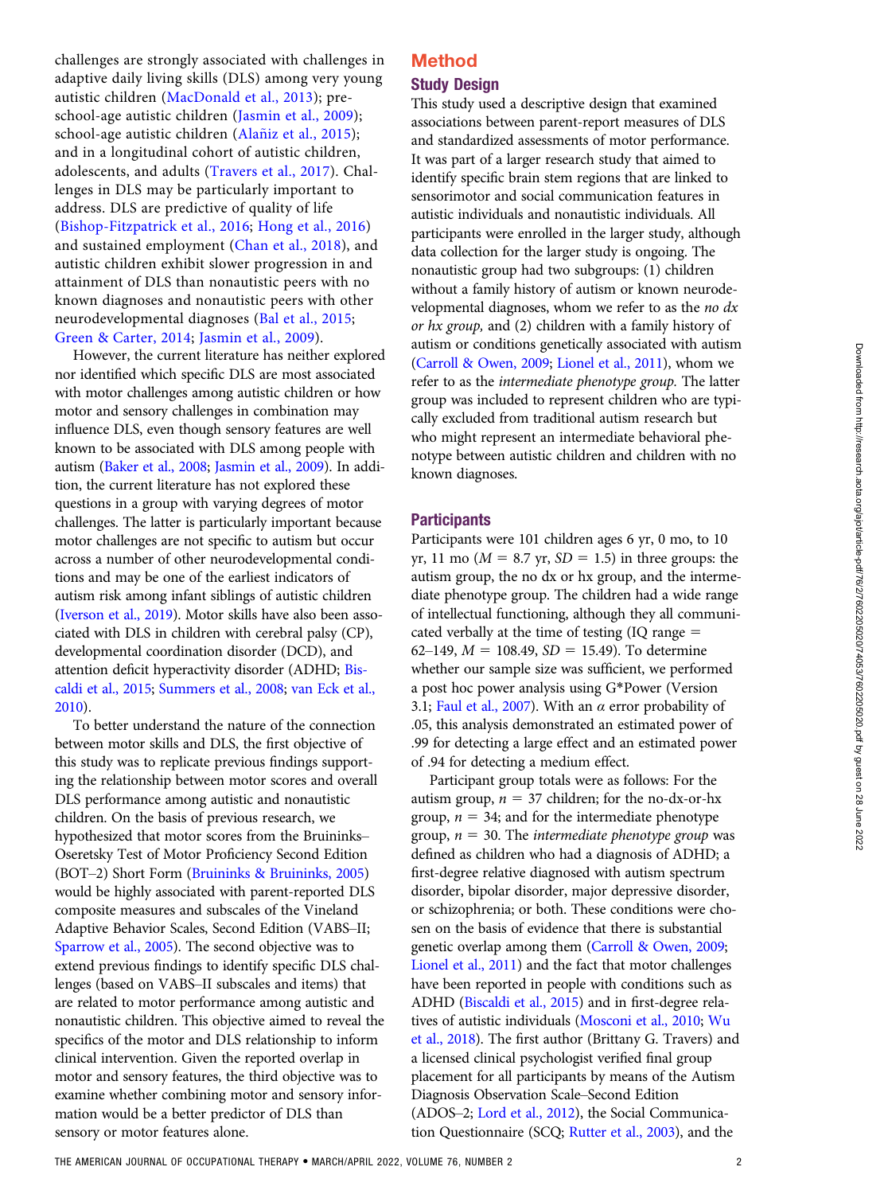challenges are strongly associated with challenges in adaptive daily living skills (DLS) among very young autistic children (MacDonald et al., 2013); preschool-age autistic children (Jasmin et al., 2009); school-age autistic children (Alañiz et al., 2015); and in a longitudinal cohort of autistic children, adolescents, and adults (Travers et al., 2017). Challenges in DLS may be particularly important to address. DLS are predictive of quality of life (Bishop-Fitzpatrick et al., 2016; Hong et al., 2016) and sustained employment (Chan et al., 2018), and autistic children exhibit slower progression in and attainment of DLS than nonautistic peers with no known diagnoses and nonautistic peers with other neurodevelopmental diagnoses (Bal et al., 2015; Green & Carter, 2014; Jasmin et al., 2009).

However, the current literature has neither explored nor identified which specific DLS are most associated with motor challenges among autistic children or how motor and sensory challenges in combination may influence DLS, even though sensory features are well known to be associated with DLS among people with autism (Baker et al., 2008; Jasmin et al., 2009). In addition, the current literature has not explored these questions in a group with varying degrees of motor challenges. The latter is particularly important because motor challenges are not specific to autism but occur across a number of other neurodevelopmental conditions and may be one of the earliest indicators of autism risk among infant siblings of autistic children (Iverson et al., 2019). Motor skills have also been associated with DLS in children with cerebral palsy (CP), developmental coordination disorder (DCD), and attention deficit hyperactivity disorder (ADHD; Biscaldi et al., 2015; Summers et al., 2008; van Eck et al., 2010).

To better understand the nature of the connection between motor skills and DLS, the first objective of this study was to replicate previous findings supporting the relationship between motor scores and overall DLS performance among autistic and nonautistic children. On the basis of previous research, we hypothesized that motor scores from the Bruininks–Oseretsky Test of Motor Proficiency Second Edition (BOT–2) Short Form (Bruininks & Bruininks, 2005) would be highly associated with parent-reported DLS composite measures and subscales of the Vineland Adaptive Behavior Scales, Second Edition (VABS–II; Sparrow et al., 2005). The second objective was to extend previous findings to identify specific DLS challenges (based on VABS–II subscales and items) that are related to motor performance among autistic and nonautistic children. This objective aimed to reveal the specifics of the motor and DLS relationship to inform clinical intervention. Given the reported overlap in motor and sensory features, the third objective was to examine whether combining motor and sensory information would be a better predictor of DLS than sensory or motor features alone.

# Method

## Study Design

This study used a descriptive design that examined associations between parent-report measures of DLS and standardized assessments of motor performance. It was part of a larger research study that aimed to identify specific brain stem regions that are linked to sensorimotor and social communication features in autistic individuals and nonautistic individuals. All participants were enrolled in the larger study, although data collection for the larger study is ongoing. The nonautistic group had two subgroups: (1) children without a family history of autism or known neurodevelopmental diagnoses, whom we refer to as the *no dx or hx group,* and (2) children with a family history of autism or conditions genetically associated with autism (Carroll & Owen, 2009; Lionel et al., 2011), whom we refer to as the *intermediate phenotype group.* The latter group was included to represent children who are typically excluded from traditional autism research but who might represent an intermediate behavioral phenotype between autistic children and children with no known diagnoses.

## Participants

Participants were 101 children ages 6 yr, 0 mo, to 10 yr, 11 mo ($M$ = 8.7 yr, $SD$ = 1.5) in three groups: the autism group, the no dx or hx group, and the intermediate phenotype group. The children had a wide range of intellectual functioning, although they all communicated verbally at the time of testing (IQ range = 62–149, $M$ = 108.49, $SD$ = 15.49). To determine whether our sample size was sufficient, we performed a post hoc power analysis using G*Power (Version 3.1; Faul et al., 2007). With an $\alpha$ error probability of .05, this analysis demonstrated an estimated power of .99 for detecting a large effect and an estimated power of .94 for detecting a medium effect.

Participant group totals were as follows: For the autism group, $n$ = 37 children; for the no-dx-or-hx group, $n$ = 34; and for the intermediate phenotype group, $n$ = 30. The *intermediate phenotype group* was defined as children who had a diagnosis of ADHD; a first-degree relative diagnosed with autism spectrum disorder, bipolar disorder, major depressive disorder, or schizophrenia; or both. These conditions were chosen on the basis of evidence that there is substantial genetic overlap among them (Carroll & Owen, 2009; Lionel et al., 2011) and the fact that motor challenges have been reported in people with conditions such as ADHD (Biscaldi et al., 2015) and in first-degree relatives of autistic individuals (Mosconi et al., 2010; Wu et al., 2018). The first author (Brittany G. Travers) and a licensed clinical psychologist verified final group placement for all participants by means of the Autism Diagnosis Observation Scale–Second Edition (ADOS–2; Lord et al., 2012), the Social Communication Questionnaire (SCQ; Rutter et al., 2003), and the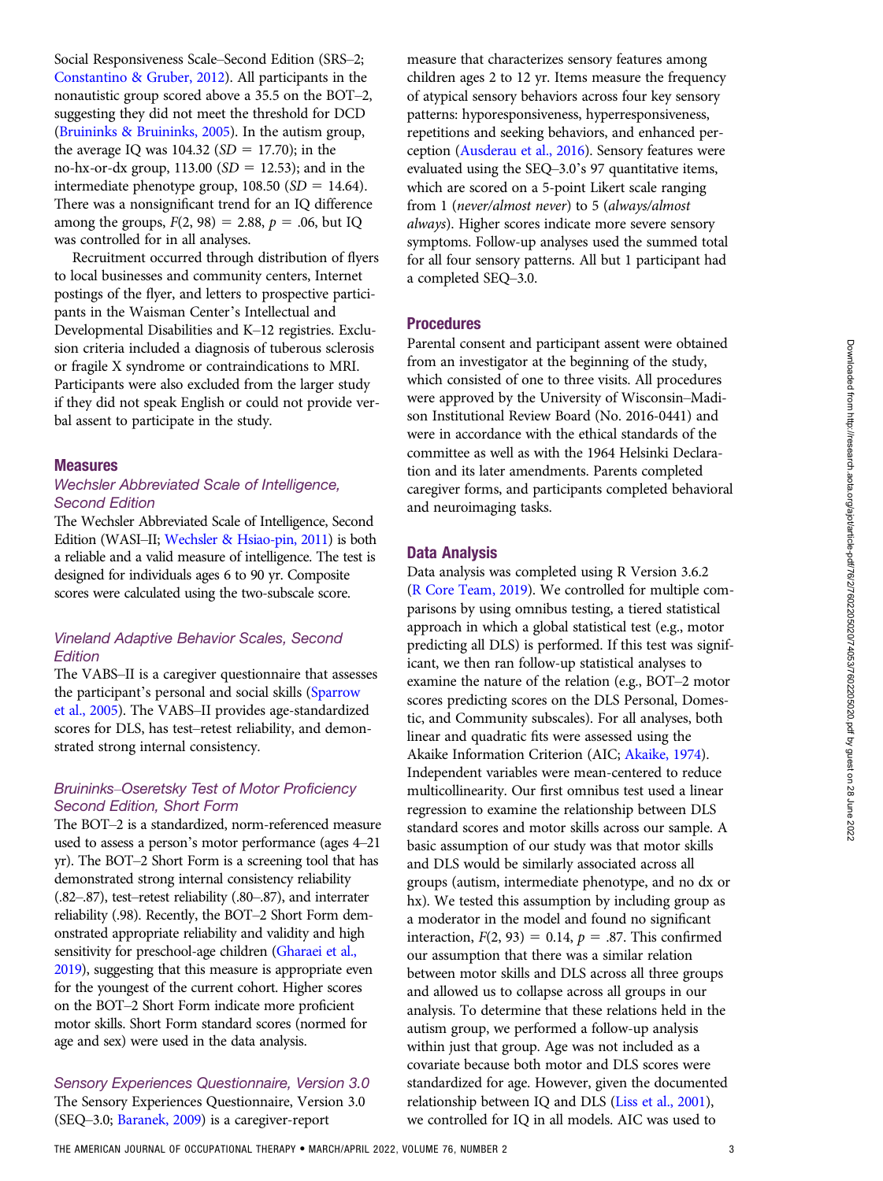Social Responsiveness Scale–Second Edition (SRS–2; Constantino & Gruber, 2012). All participants in the nonautistic group scored above a 35.5 on the BOT–2, suggesting they did not meet the threshold for DCD (Bruininks & Bruininks, 2005). In the autism group, the average IQ was 104.32 ($SD = 17.70$); in the no-hx-or-dx group, 113.00 ($SD = 12.53$); and in the intermediate phenotype group, 108.50 ($SD = 14.64$). There was a nonsignificant trend for an IQ difference among the groups, $F(2, 98) = 2.88$, $p = .06$, but IQ was controlled for in all analyses.

Recruitment occurred through distribution of flyers to local businesses and community centers, Internet postings of the flyer, and letters to prospective participants in the Waisman Center's Intellectual and Developmental Disabilities and K–12 registries. Exclusion criteria included a diagnosis of tuberous sclerosis or fragile X syndrome or contraindications to MRI. Participants were also excluded from the larger study if they did not speak English or could not provide verbal assent to participate in the study.

## Measures

### Wechsler Abbreviated Scale of Intelligence, Second Edition

The Wechsler Abbreviated Scale of Intelligence, Second Edition (WASI–II; Wechsler & Hsiao-pin, 2011) is both a reliable and a valid measure of intelligence. The test is designed for individuals ages 6 to 90 yr. Composite scores were calculated using the two-subscale score.

### Vineland Adaptive Behavior Scales, Second Edition

The VABS–II is a caregiver questionnaire that assesses the participant's personal and social skills (Sparrow et al., 2005). The VABS–II provides age-standardized scores for DLS, has test–retest reliability, and demonstrated strong internal consistency.

### Bruininks–Oseretsky Test of Motor Proficiency Second Edition, Short Form

The BOT–2 is a standardized, norm-referenced measure used to assess a person's motor performance (ages 4–21 yr). The BOT–2 Short Form is a screening tool that has demonstrated strong internal consistency reliability (.82–.87), test–retest reliability (.80–.87), and interrater reliability (.98). Recently, the BOT–2 Short Form demonstrated appropriate reliability and validity and high sensitivity for preschool-age children (Gharaei et al., 2019), suggesting that this measure is appropriate even for the youngest of the current cohort. Higher scores on the BOT–2 Short Form indicate more proficient motor skills. Short Form standard scores (normed for age and sex) were used in the data analysis.

### Sensory Experiences Questionnaire, Version 3.0

The Sensory Experiences Questionnaire, Version 3.0 (SEQ–3.0; Baranek, 2009) is a caregiver-report measure that characterizes sensory features among children ages 2 to 12 yr. Items measure the frequency of atypical sensory behaviors across four key sensory patterns: hyporesponsiveness, hyperresponsiveness, repetitions and seeking behaviors, and enhanced perception (Ausderau et al., 2016). Sensory features were evaluated using the SEQ–3.0's 97 quantitative items, which are scored on a 5-point Likert scale ranging from 1 (*never/almost never*) to 5 (*always/almost always*). Higher scores indicate more severe sensory symptoms. Follow-up analyses used the summed total for all four sensory patterns. All but 1 participant had a completed SEQ–3.0.

## Procedures

Parental consent and participant assent were obtained from an investigator at the beginning of the study, which consisted of one to three visits. All procedures were approved by the University of Wisconsin–Madison Institutional Review Board (No. 2016-0441) and were in accordance with the ethical standards of the committee as well as with the 1964 Helsinki Declaration and its later amendments. Parents completed caregiver forms, and participants completed behavioral and neuroimaging tasks.

## Data Analysis

Data analysis was completed using R Version 3.6.2 (R Core Team, 2019). We controlled for multiple comparisons by using omnibus testing, a tiered statistical approach in which a global statistical test (e.g., motor predicting all DLS) is performed. If this test was significant, we then ran follow-up statistical analyses to examine the nature of the relation (e.g., BOT–2 motor scores predicting scores on the DLS Personal, Domestic, and Community subscales). For all analyses, both linear and quadratic fits were assessed using the Akaike Information Criterion (AIC; Akaike, 1974). Independent variables were mean-centered to reduce multicollinearity. Our first omnibus test used a linear regression to examine the relationship between DLS standard scores and motor skills across our sample. A basic assumption of our study was that motor skills and DLS would be similarly associated across all groups (autism, intermediate phenotype, and no dx or hx). We tested this assumption by including group as a moderator in the model and found no significant interaction, $F(2, 93) = 0.14$, $p = .87$. This confirmed our assumption that there was a similar relation between motor skills and DLS across all three groups and allowed us to collapse across all groups in our analysis. To determine that these relations held in the autism group, we performed a follow-up analysis within just that group. Age was not included as a covariate because both motor and DLS scores were standardized for age. However, given the documented relationship between IQ and DLS (Liss et al., 2001), we controlled for IQ in all models. AIC was used to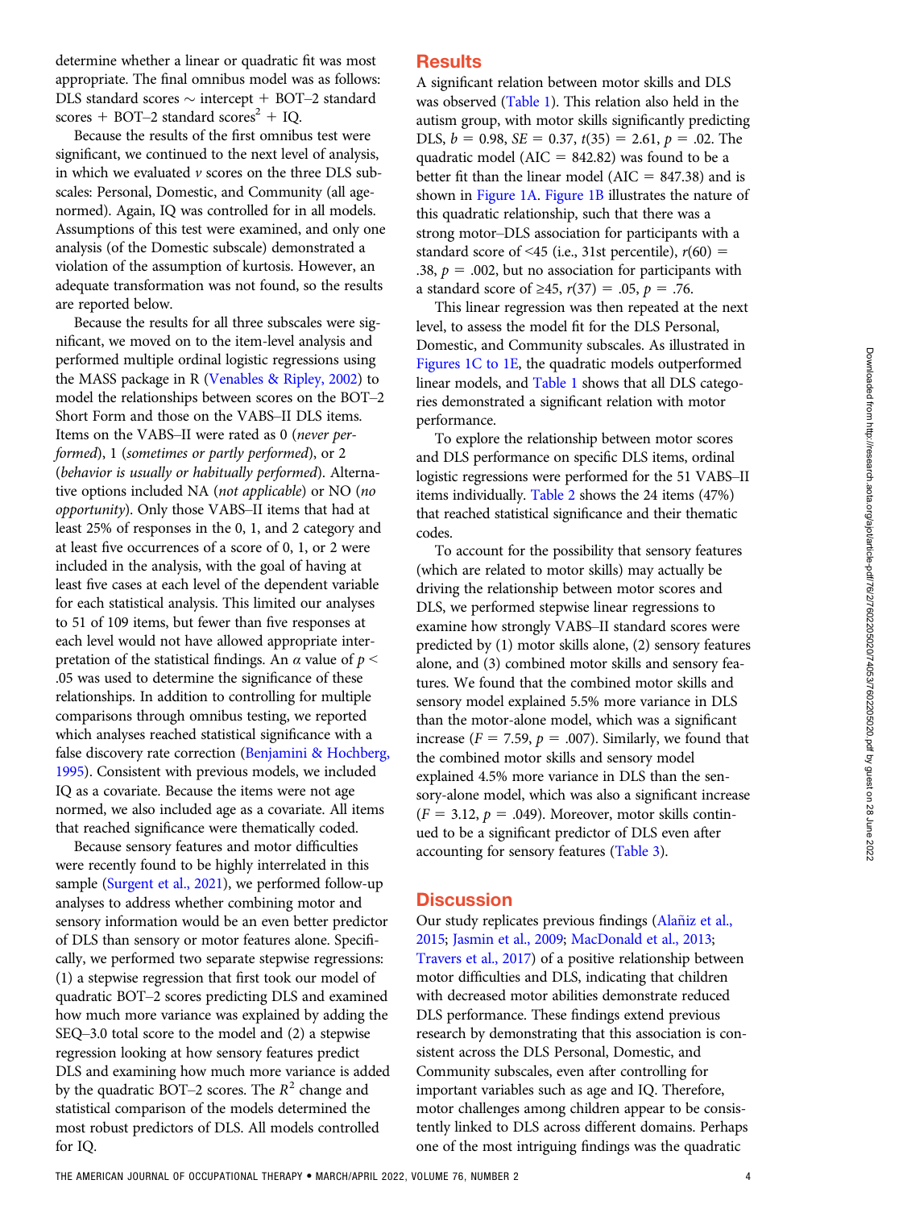determine whether a linear or quadratic fit was most appropriate. The final omnibus model was as follows: DLS standard scores ~ intercept + BOT–2 standard scores + BOT–2 standard scores$^2$ + IQ.

Because the results of the first omnibus test were significant, we continued to the next level of analysis, in which we evaluated *v* scores on the three DLS subscales: Personal, Domestic, and Community (all age-normed). Again, IQ was controlled for in all models. Assumptions of this test were examined, and only one analysis (of the Domestic subscale) demonstrated a violation of the assumption of kurtosis. However, an adequate transformation was not found, so the results are reported below.

Because the results for all three subscales were significant, we moved on to the item-level analysis and performed multiple ordinal logistic regressions using the MASS package in R (Venables & Ripley, 2002) to model the relationships between scores on the BOT–2 Short Form and those on the VABS–II DLS items. Items on the VABS–II were rated as 0 (*never performed*), 1 (*sometimes or partly performed*), or 2 (*behavior is usually or habitually performed*). Alternative options included NA (*not applicable*) or NO (*no opportunity*). Only those VABS–II items that had at least 25% of responses in the 0, 1, and 2 category and at least five occurrences of a score of 0, 1, or 2 were included in the analysis, with the goal of having at least five cases at each level of the dependent variable for each statistical analysis. This limited our analyses to 51 of 109 items, but fewer than five responses at each level would not have allowed appropriate interpretation of the statistical findings. An $\alpha$ value of $p < .05$ was used to determine the significance of these relationships. In addition to controlling for multiple comparisons through omnibus testing, we reported which analyses reached statistical significance with a false discovery rate correction (Benjamini & Hochberg, 1995). Consistent with previous models, we included IQ as a covariate. Because the items were not age normed, we also included age as a covariate. All items that reached significance were thematically coded.

Because sensory features and motor difficulties were recently found to be highly interrelated in this sample (Surgent et al., 2021), we performed follow-up analyses to address whether combining motor and sensory information would be an even better predictor of DLS than sensory or motor features alone. Specifically, we performed two separate stepwise regressions: (1) a stepwise regression that first took our model of quadratic BOT–2 scores predicting DLS and examined how much more variance was explained by adding the SEQ–3.0 total score to the model and (2) a stepwise regression looking at how sensory features predict DLS and examining how much more variance is added by the quadratic BOT–2 scores. The $R^2$ change and statistical comparison of the models determined the most robust predictors of DLS. All models controlled for IQ.

## Results

A significant relation between motor skills and DLS was observed (Table 1). This relation also held in the autism group, with motor skills significantly predicting DLS, $b = 0.98$, $SE = 0.37$, $t(35) = 2.61$, $p = .02$. The quadratic model (AIC = 842.82) was found to be a better fit than the linear model (AIC = 847.38) and is shown in Figure 1A. Figure 1B illustrates the nature of this quadratic relationship, such that there was a strong motor–DLS association for participants with a standard score of <45 (i.e., 31st percentile), $r(60) = .38$, $p = .002$, but no association for participants with a standard score of ≥45, $r(37) = .05$, $p = .76$.

This linear regression was then repeated at the next level, to assess the model fit for the DLS Personal, Domestic, and Community subscales. As illustrated in Figures 1C to 1E, the quadratic models outperformed linear models, and Table 1 shows that all DLS categories demonstrated a significant relation with motor performance.

To explore the relationship between motor scores and DLS performance on specific DLS items, ordinal logistic regressions were performed for the 51 VABS–II items individually. Table 2 shows the 24 items (47%) that reached statistical significance and their thematic codes.

To account for the possibility that sensory features (which are related to motor skills) may actually be driving the relationship between motor scores and DLS, we performed stepwise linear regressions to examine how strongly VABS–II standard scores were predicted by (1) motor skills alone, (2) sensory features alone, and (3) combined motor skills and sensory features. We found that the combined motor skills and sensory model explained 5.5% more variance in DLS than the motor-alone model, which was a significant increase ($F = 7.59$, $p = .007$). Similarly, we found that the combined motor skills and sensory model explained 4.5% more variance in DLS than the sensory-alone model, which was also a significant increase ($F = 3.12$, $p = .049$). Moreover, motor skills continued to be a significant predictor of DLS even after accounting for sensory features (Table 3).

## Discussion

Our study replicates previous findings (Alañiz et al., 2015; Jasmin et al., 2009; MacDonald et al., 2013; Travers et al., 2017) of a positive relationship between motor difficulties and DLS, indicating that children with decreased motor abilities demonstrate reduced DLS performance. These findings extend previous research by demonstrating that this association is consistent across the DLS Personal, Domestic, and Community subscales, even after controlling for important variables such as age and IQ. Therefore, motor challenges among children appear to be consistently linked to DLS across different domains. Perhaps one of the most intriguing findings was the quadratic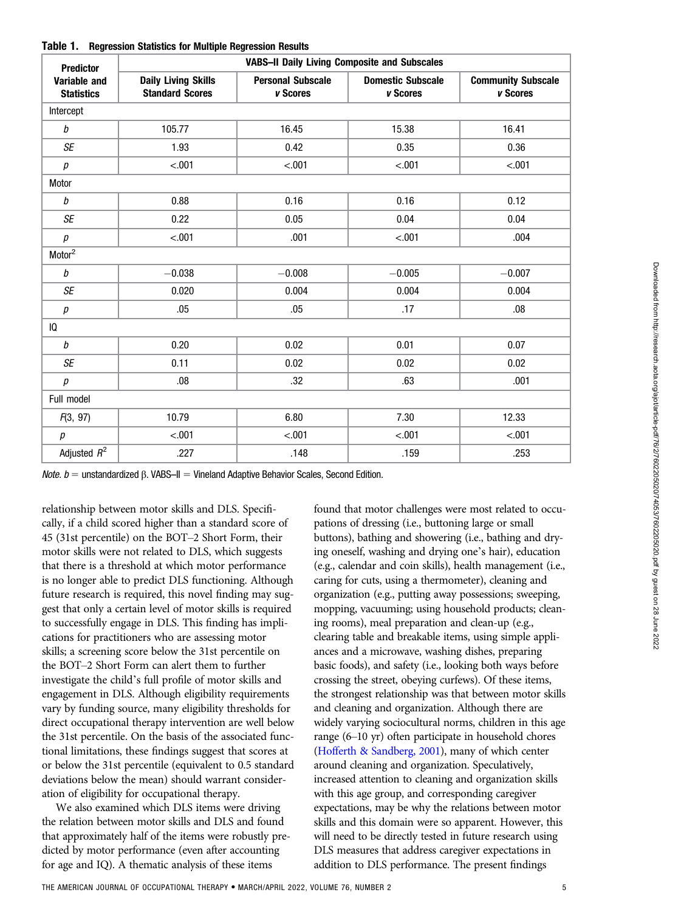**Table 1. Regression Statistics for Multiple Regression Results**

| Predictor Variable and Statistics | VABS–II Daily Living Composite and Subscales | | | |
|---|---|---|---|---|
| | Daily Living Skills Standard Scores | Personal Subscale *v* Scores | Domestic Subscale *v* Scores | Community Subscale *v* Scores |
| Intercept | | | | |
| *b* | 105.77 | 16.45 | 15.38 | 16.41 |
| *SE* | 1.93 | 0.42 | 0.35 | 0.36 |
| *p* | <.001 | <.001 | <.001 | <.001 |
| Motor | | | | |
| *b* | 0.88 | 0.16 | 0.16 | 0.12 |
| *SE* | 0.22 | 0.05 | 0.04 | 0.04 |
| *p* | <.001 | .001 | <.001 | .004 |
| Motor$^2$ | | | | |
| *b* | −0.038 | −0.008 | −0.005 | −0.007 |
| *SE* | 0.020 | 0.004 | 0.004 | 0.004 |
| *p* | .05 | .05 | .17 | .08 |
| IQ | | | | |
| *b* | 0.20 | 0.02 | 0.01 | 0.07 |
| *SE* | 0.11 | 0.02 | 0.02 | 0.02 |
| *p* | .08 | .32 | .63 | .001 |
| Full model | | | | |
| $F(3, 97)$ | 10.79 | 6.80 | 7.30 | 12.33 |
| *p* | <.001 | <.001 | <.001 | <.001 |
| Adjusted $R^2$ | .227 | .148 | .159 | .253 |

*Note.* *b* = unstandardized β. VABS–II = Vineland Adaptive Behavior Scales, Second Edition.

relationship between motor skills and DLS. Specifically, if a child scored higher than a standard score of 45 (31st percentile) on the BOT–2 Short Form, their motor skills were not related to DLS, which suggests that there is a threshold at which motor performance is no longer able to predict DLS functioning. Although future research is required, this novel finding may suggest that only a certain level of motor skills is required to successfully engage in DLS. This finding has implications for practitioners who are assessing motor skills; a screening score below the 31st percentile on the BOT–2 Short Form can alert them to further investigate the child's full profile of motor skills and engagement in DLS. Although eligibility requirements vary by funding source, many eligibility thresholds for direct occupational therapy intervention are well below the 31st percentile. On the basis of the associated functional limitations, these findings suggest that scores at or below the 31st percentile (equivalent to 0.5 standard deviations below the mean) should warrant consideration of eligibility for occupational therapy.

We also examined which DLS items were driving the relation between motor skills and DLS and found that approximately half of the items were robustly predicted by motor performance (even after accounting for age and IQ). A thematic analysis of these items found that motor challenges were most related to occupations of dressing (i.e., buttoning large or small buttons), bathing and showering (i.e., bathing and drying oneself, washing and drying one's hair), education (e.g., calendar and coin skills), health management (i.e., caring for cuts, using a thermometer), cleaning and organization (e.g., putting away possessions; sweeping, mopping, vacuuming; using household products; cleaning rooms), meal preparation and clean-up (e.g., clearing table and breakable items, using simple appliances and a microwave, washing dishes, preparing basic foods), and safety (i.e., looking both ways before crossing the street, obeying curfews). Of these items, the strongest relationship was that between motor skills and cleaning and organization. Although there are widely varying sociocultural norms, children in this age range (6–10 yr) often participate in household chores (Hofferth & Sandberg, 2001), many of which center around cleaning and organization. Speculatively, increased attention to cleaning and organization skills with this age group, and corresponding caregiver expectations, may be why the relations between motor skills and this domain were so apparent. However, this will need to be directly tested in future research using DLS measures that address caregiver expectations in addition to DLS performance. The present findings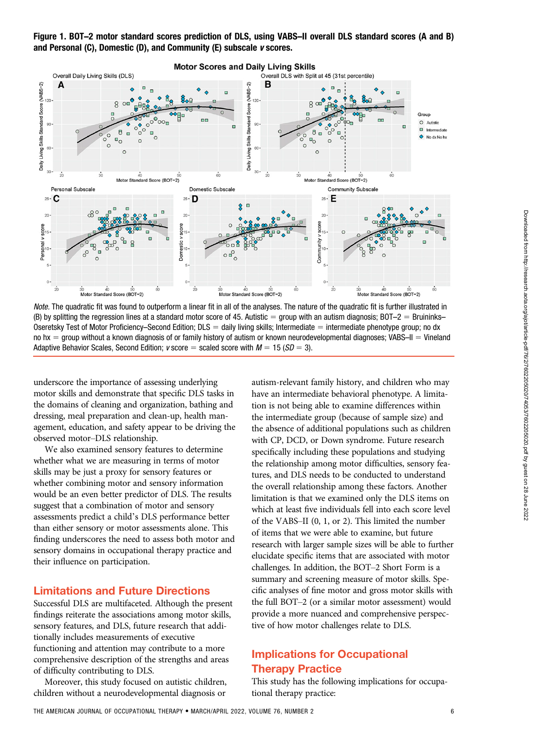**Figure 1. BOT–2 motor standard scores prediction of DLS, using VABS–II overall DLS standard scores (A and B) and Personal (C), Domestic (D), and Community (E) subscale *v* scores.**

*Note.* The quadratic fit was found to outperform a linear fit in all of the analyses. The nature of the quadratic fit is further illustrated in (B) by splitting the regression lines at a standard motor score of 45. Autistic = group with an autism diagnosis; BOT–2 = Bruininks–Oseretsky Test of Motor Proficiency–Second Edition; DLS = daily living skills; Intermediate = intermediate phenotype group; no dx no hx = group without a known diagnosis of or family history of autism or known neurodevelopmental diagnoses; VABS–II = Vineland Adaptive Behavior Scales, Second Edition; *v* score = scaled score with $M = 15$ ($SD = 3$).

underscore the importance of assessing underlying motor skills and demonstrate that specific DLS tasks in the domains of cleaning and organization, bathing and dressing, meal preparation and clean-up, health management, education, and safety appear to be driving the observed motor–DLS relationship.

We also examined sensory features to determine whether what we are measuring in terms of motor skills may be just a proxy for sensory features or whether combining motor and sensory information would be an even better predictor of DLS. The results suggest that a combination of motor and sensory assessments predict a child's DLS performance better than either sensory or motor assessments alone. This finding underscores the need to assess both motor and sensory domains in occupational therapy practice and their influence on participation.

## Limitations and Future Directions

Successful DLS are multifaceted. Although the present findings reiterate the associations among motor skills, sensory features, and DLS, future research that additionally includes measurements of executive functioning and attention may contribute to a more comprehensive description of the strengths and areas of difficulty contributing to DLS.

Moreover, this study focused on autistic children, children without a neurodevelopmental diagnosis or autism-relevant family history, and children who may have an intermediate behavioral phenotype. A limitation is not being able to examine differences within the intermediate group (because of sample size) and the absence of additional populations such as children with CP, DCD, or Down syndrome. Future research specifically including these populations and studying the relationship among motor difficulties, sensory features, and DLS needs to be conducted to understand the overall relationship among these factors. Another limitation is that we examined only the DLS items on which at least five individuals fell into each score level of the VABS–II (0, 1, or 2). This limited the number of items that we were able to examine, but future research with larger sample sizes will be able to further elucidate specific items that are associated with motor challenges. In addition, the BOT–2 Short Form is a summary and screening measure of motor skills. Specific analyses of fine motor and gross motor skills with the full BOT–2 (or a similar motor assessment) would provide a more nuanced and comprehensive perspective of how motor challenges relate to DLS.

## Implications for Occupational Therapy Practice

This study has the following implications for occupational therapy practice: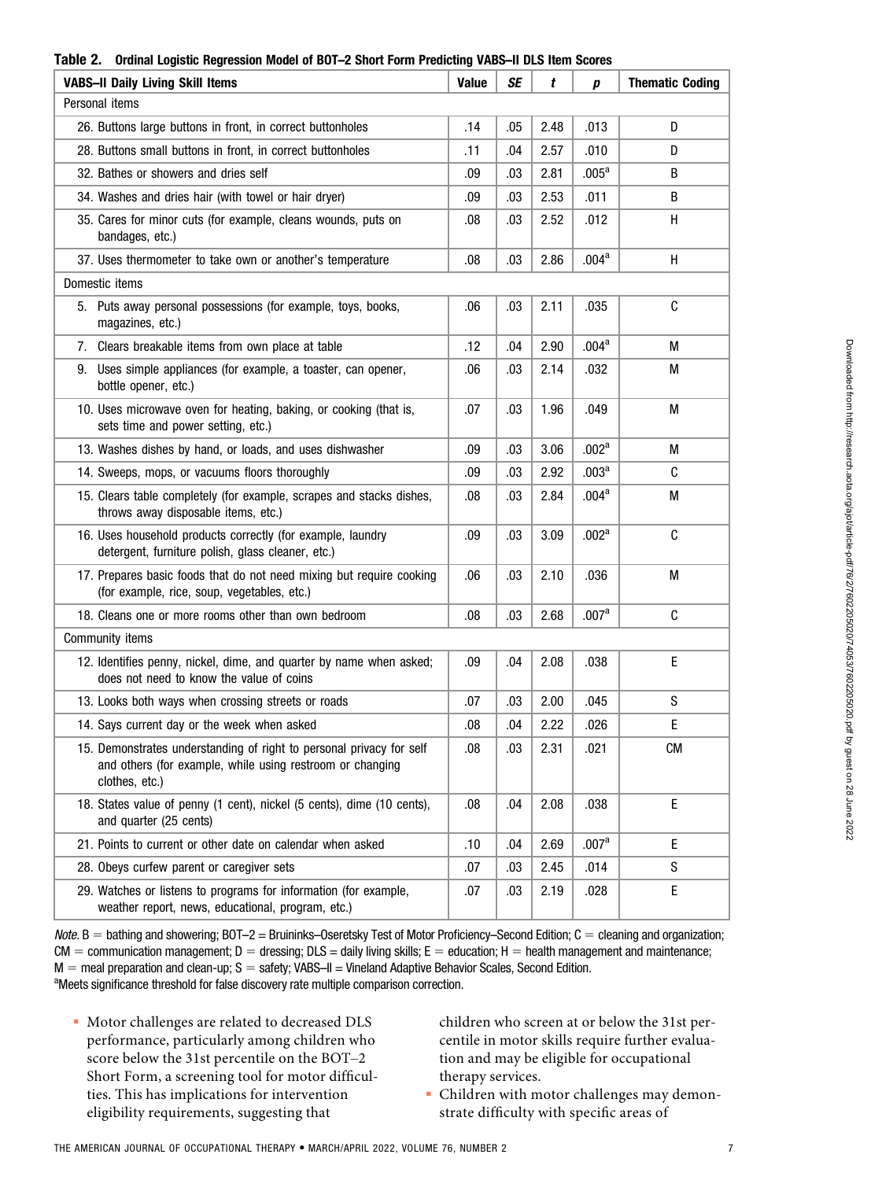**Table 2. Ordinal Logistic Regression Model of BOT–2 Short Form Predicting VABS–II DLS Item Scores**

| VABS–II Daily Living Skill Items | Value | *SE* | *t* | *p* | Thematic Coding |
|---|---|---|---|---|---|
| Personal items | | | | | |
| 26. Buttons large buttons in front, in correct buttonholes | .14 | .05 | 2.48 | .013 | D |
| 28. Buttons small buttons in front, in correct buttonholes | .11 | .04 | 2.57 | .010 | D |
| 32. Bathes or showers and dries self | .09 | .03 | 2.81 | .005[a] | B |
| 34. Washes and dries hair (with towel or hair dryer) | .09 | .03 | 2.53 | .011 | B |
| 35. Cares for minor cuts (for example, cleans wounds, puts on bandages, etc.) | .08 | .03 | 2.52 | .012 | H |
| 37. Uses thermometer to take own or another's temperature | .08 | .03 | 2.86 | .004[a] | H |
| Domestic items | | | | | |
| 5. Puts away personal possessions (for example, toys, books, magazines, etc.) | .06 | .03 | 2.11 | .035 | C |
| 7. Clears breakable items from own place at table | .12 | .04 | 2.90 | .004[a] | M |
| 9. Uses simple appliances (for example, a toaster, can opener, bottle opener, etc.) | .06 | .03 | 2.14 | .032 | M |
| 10. Uses microwave oven for heating, baking, or cooking (that is, sets time and power setting, etc.) | .07 | .03 | 1.96 | .049 | M |
| 13. Washes dishes by hand, or loads, and uses dishwasher | .09 | .03 | 3.06 | .002[a] | M |
| 14. Sweeps, mops, or vacuums floors thoroughly | .09 | .03 | 2.92 | .003[a] | C |
| 15. Clears table completely (for example, scrapes and stacks dishes, throws away disposable items, etc.) | .08 | .03 | 2.84 | .004[a] | M |
| 16. Uses household products correctly (for example, laundry detergent, furniture polish, glass cleaner, etc.) | .09 | .03 | 3.09 | .002[a] | C |
| 17. Prepares basic foods that do not need mixing but require cooking (for example, rice, soup, vegetables, etc.) | .06 | .03 | 2.10 | .036 | M |
| 18. Cleans one or more rooms other than own bedroom | .08 | .03 | 2.68 | .007[a] | C |
| Community items | | | | | |
| 12. Identifies penny, nickel, dime, and quarter by name when asked; does not need to know the value of coins | .09 | .04 | 2.08 | .038 | E |
| 13. Looks both ways when crossing streets or roads | .07 | .03 | 2.00 | .045 | S |
| 14. Says current day or the week when asked | .08 | .04 | 2.22 | .026 | E |
| 15. Demonstrates understanding of right to personal privacy for self and others (for example, while using restroom or changing clothes, etc.) | .08 | .03 | 2.31 | .021 | CM |
| 18. States value of penny (1 cent), nickel (5 cents), dime (10 cents), and quarter (25 cents) | .08 | .04 | 2.08 | .038 | E |
| 21. Points to current or other date on calendar when asked | .10 | .04 | 2.69 | .007[a] | E |
| 28. Obeys curfew parent or caregiver sets | .07 | .03 | 2.45 | .014 | S |
| 29. Watches or listens to programs for information (for example, weather report, news, educational, program, etc.) | .07 | .03 | 2.19 | .028 | E |

*Note.* B = bathing and showering; BOT–2 = Bruininks–Oseretsky Test of Motor Proficiency–Second Edition; C = cleaning and organization; CM = communication management; D = dressing; DLS = daily living skills; E = education; H = health management and maintenance; M = meal preparation and clean-up; S = safety; VABS–II = Vineland Adaptive Behavior Scales, Second Edition.
[a]Meets significance threshold for false discovery rate multiple comparison correction.

- Motor challenges are related to decreased DLS performance, particularly among children who score below the 31st percentile on the BOT–2 Short Form, a screening tool for motor difficulties. This has implications for intervention eligibility requirements, suggesting that children who screen at or below the 31st percentile in motor skills require further evaluation and may be eligible for occupational therapy services.
- Children with motor challenges may demonstrate difficulty with specific areas of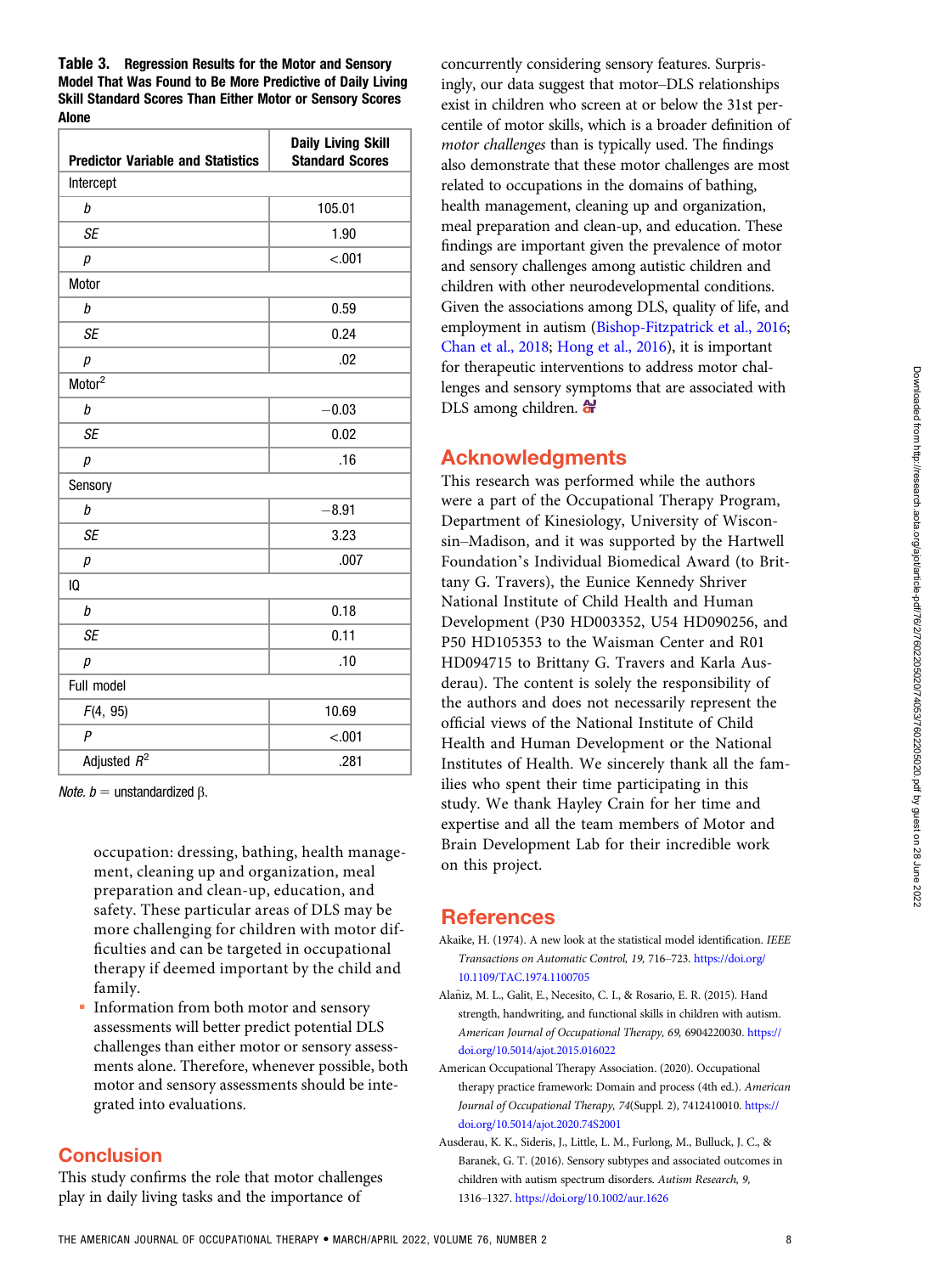**Table 3. Regression Results for the Motor and Sensory Model That Was Found to Be More Predictive of Daily Living Skill Standard Scores Than Either Motor or Sensory Scores Alone**

| Predictor Variable and Statistics | Daily Living Skill Standard Scores |
|---|---|
| Intercept | |
| *b* | 105.01 |
| *SE* | 1.90 |
| *p* | <.001 |
| Motor | |
| *b* | 0.59 |
| *SE* | 0.24 |
| *p* | .02 |
| Motor$^2$ | |
| *b* | −0.03 |
| *SE* | 0.02 |
| *p* | .16 |
| Sensory | |
| *b* | −8.91 |
| *SE* | 3.23 |
| *p* | .007 |
| IQ | |
| *b* | 0.18 |
| *SE* | 0.11 |
| *p* | .10 |
| Full model | |
| $F(4, 95)$ | 10.69 |
| *P* | <.001 |
| Adjusted $R^2$ | .281 |

*Note.* *b* = unstandardized β.

occupation: dressing, bathing, health management, cleaning up and organization, meal preparation and clean-up, education, and safety. These particular areas of DLS may be more challenging for children with motor difficulties and can be targeted in occupational therapy if deemed important by the child and family.

- Information from both motor and sensory assessments will better predict potential DLS challenges than either motor or sensory assessments alone. Therefore, whenever possible, both motor and sensory assessments should be integrated into evaluations.

## Conclusion

This study confirms the role that motor challenges play in daily living tasks and the importance of concurrently considering sensory features. Surprisingly, our data suggest that motor–DLS relationships exist in children who screen at or below the 31st percentile of motor skills, which is a broader definition of *motor challenges* than is typically used. The findings also demonstrate that these motor challenges are most related to occupations in the domains of bathing, health management, cleaning up and organization, meal preparation and clean-up, and education. These findings are important given the prevalence of motor and sensory challenges among autistic children and children with other neurodevelopmental conditions. Given the associations among DLS, quality of life, and employment in autism (Bishop-Fitzpatrick et al., 2016; Chan et al., 2018; Hong et al., 2016), it is important for therapeutic interventions to address motor challenges and sensory symptoms that are associated with DLS among children.

## Acknowledgments

This research was performed while the authors were a part of the Occupational Therapy Program, Department of Kinesiology, University of Wisconsin–Madison, and it was supported by the Hartwell Foundation's Individual Biomedical Award (to Brittany G. Travers), the Eunice Kennedy Shriver National Institute of Child Health and Human Development (P30 HD003352, U54 HD090256, and P50 HD105353 to the Waisman Center and R01 HD094715 to Brittany G. Travers and Karla Ausderau). The content is solely the responsibility of the authors and does not necessarily represent the official views of the National Institute of Child Health and Human Development or the National Institutes of Health. We sincerely thank all the families who spent their time participating in this study. We thank Hayley Crain for her time and expertise and all the team members of Motor and Brain Development Lab for their incredible work on this project.

## References

Akaike, H. (1974). A new look at the statistical model identification. *IEEE Transactions on Automatic Control, 19,* 716–723. https://doi.org/10.1109/TAC.1974.1100705

Alañiz, M. L., Galit, E., Necesito, C. I., & Rosario, E. R. (2015). Hand strength, handwriting, and functional skills in children with autism. *American Journal of Occupational Therapy, 69,* 6904220030. https://doi.org/10.5014/ajot.2015.016022

American Occupational Therapy Association. (2020). Occupational therapy practice framework: Domain and process (4th ed.). *American Journal of Occupational Therapy, 74*(Suppl. 2), 7412410010. https://doi.org/10.5014/ajot.2020.74S2001

Ausderau, K. K., Sideris, J., Little, L. M., Furlong, M., Bulluck, J. C., & Baranek, G. T. (2016). Sensory subtypes and associated outcomes in children with autism spectrum disorders. *Autism Research, 9,* 1316–1327. https://doi.org/10.1002/aur.1626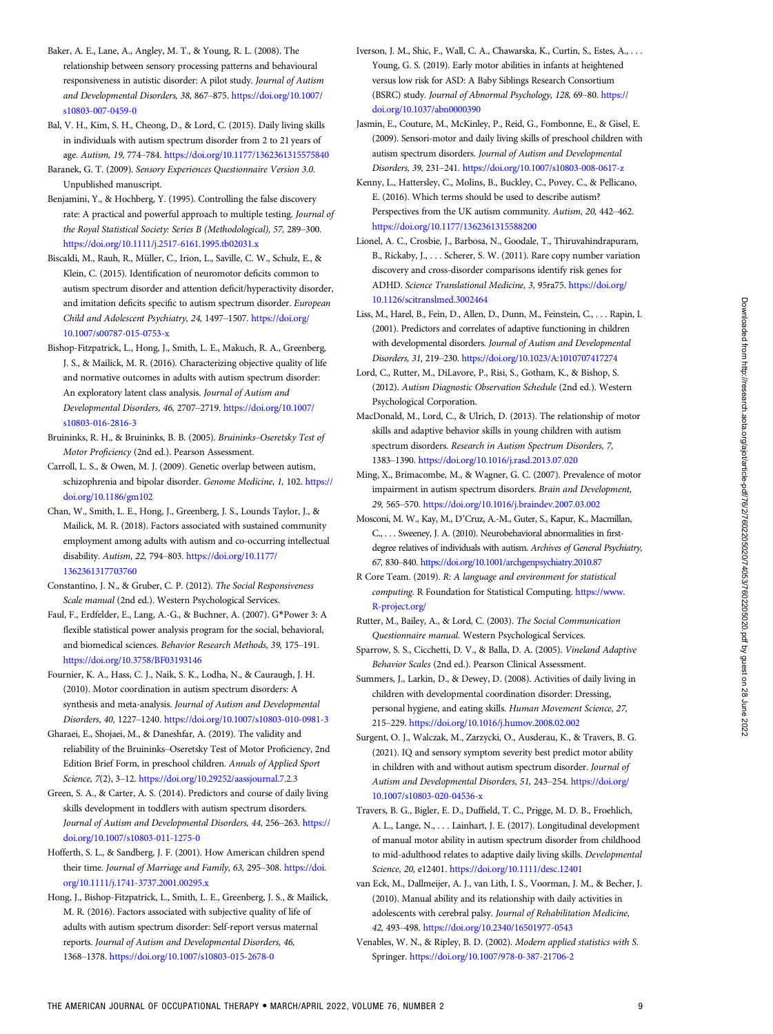Baker, A. E., Lane, A., Angley, M. T., & Young, R. L. (2008). The relationship between sensory processing patterns and behavioural responsiveness in autistic disorder: A pilot study. *Journal of Autism and Developmental Disorders, 38,* 867–875. https://doi.org/10.1007/s10803-007-0459-0

Bal, V. H., Kim, S. H., Cheong, D., & Lord, C. (2015). Daily living skills in individuals with autism spectrum disorder from 2 to 21 years of age. *Autism, 19,* 774–784. https://doi.org/10.1177/1362361315575840

Baranek, G. T. (2009). *Sensory Experiences Questionnaire Version 3.0.* Unpublished manuscript.

Benjamini, Y., & Hochberg, Y. (1995). Controlling the false discovery rate: A practical and powerful approach to multiple testing. *Journal of the Royal Statistical Society: Series B (Methodological), 57,* 289–300. https://doi.org/10.1111/j.2517-6161.1995.tb02031.x

Biscaldi, M., Rauh, R., Müller, C., Irion, L., Saville, C. W., Schulz, E., & Klein, C. (2015). Identification of neuromotor deficits common to autism spectrum disorder and attention deficit/hyperactivity disorder, and imitation deficits specific to autism spectrum disorder. *European Child and Adolescent Psychiatry, 24,* 1497–1507. https://doi.org/10.1007/s00787-015-0753-x

Bishop-Fitzpatrick, L., Hong, J., Smith, L. E., Makuch, R. A., Greenberg, J. S., & Mailick, M. R. (2016). Characterizing objective quality of life and normative outcomes in adults with autism spectrum disorder: An exploratory latent class analysis. *Journal of Autism and Developmental Disorders, 46,* 2707–2719. https://doi.org/10.1007/s10803-016-2816-3

Bruininks, R. H., & Bruininks, B. B. (2005). *Bruininks–Oseretsky Test of Motor Proficiency* (2nd ed.). Pearson Assessment.

Carroll, L. S., & Owen, M. J. (2009). Genetic overlap between autism, schizophrenia and bipolar disorder. *Genome Medicine, 1,* 102. https://doi.org/10.1186/gm102

Chan, W., Smith, L. E., Hong, J., Greenberg, J. S., Lounds Taylor, J., & Mailick, M. R. (2018). Factors associated with sustained community employment among adults with autism and co-occurring intellectual disability. *Autism, 22,* 794–803. https://doi.org/10.1177/1362361317703760

Constantino, J. N., & Gruber, C. P. (2012). *The Social Responsiveness Scale manual* (2nd ed.). Western Psychological Services.

Faul, F., Erdfelder, E., Lang, A.-G., & Buchner, A. (2007). G*Power 3: A flexible statistical power analysis program for the social, behavioral, and biomedical sciences. *Behavior Research Methods, 39,* 175–191. https://doi.org/10.3758/BF03193146

Fournier, K. A., Hass, C. J., Naik, S. K., Lodha, N., & Cauraugh, J. H. (2010). Motor coordination in autism spectrum disorders: A synthesis and meta-analysis. *Journal of Autism and Developmental Disorders, 40,* 1227–1240. https://doi.org/10.1007/s10803-010-0981-3

Gharaei, E., Shojaei, M., & Daneshfar, A. (2019). The validity and reliability of the Bruininks–Oseretsky Test of Motor Proficiency, 2nd Edition Brief Form, in preschool children. *Annals of Applied Sport Science, 7*(2), 3–12. https://doi.org/10.29252/aassjournal.7.2.3

Green, S. A., & Carter, A. S. (2014). Predictors and course of daily living skills development in toddlers with autism spectrum disorders. *Journal of Autism and Developmental Disorders, 44,* 256–263. https://doi.org/10.1007/s10803-011-1275-0

Hofferth, S. L., & Sandberg, J. F. (2001). How American children spend their time. *Journal of Marriage and Family, 63,* 295–308. https://doi.org/10.1111/j.1741-3737.2001.00295.x

Hong, J., Bishop-Fitzpatrick, L., Smith, L. E., Greenberg, J. S., & Mailick, M. R. (2016). Factors associated with subjective quality of life of adults with autism spectrum disorder: Self-report versus maternal reports. *Journal of Autism and Developmental Disorders, 46,* 1368–1378. https://doi.org/10.1007/s10803-015-2678-0

Iverson, J. M., Shic, F., Wall, C. A., Chawarska, K., Curtin, S., Estes, A., . . . Young, G. S. (2019). Early motor abilities in infants at heightened versus low risk for ASD: A Baby Siblings Research Consortium (BSRC) study. *Journal of Abnormal Psychology, 128,* 69–80. https://doi.org/10.1037/abn0000390

Jasmin, E., Couture, M., McKinley, P., Reid, G., Fombonne, E., & Gisel, E. (2009). Sensori-motor and daily living skills of preschool children with autism spectrum disorders. *Journal of Autism and Developmental Disorders, 39,* 231–241. https://doi.org/10.1007/s10803-008-0617-z

Kenny, L., Hattersley, C., Molins, B., Buckley, C., Povey, C., & Pellicano, E. (2016). Which terms should be used to describe autism? Perspectives from the UK autism community. *Autism, 20,* 442–462. https://doi.org/10.1177/1362361315588200

Lionel, A. C., Crosbie, J., Barbosa, N., Goodale, T., Thiruvahindrapuram, B., Rickaby, J., . . . Scherer, S. W. (2011). Rare copy number variation discovery and cross-disorder comparisons identify risk genes for ADHD. *Science Translational Medicine, 3,* 95ra75. https://doi.org/10.1126/scitranslmed.3002464

Liss, M., Harel, B., Fein, D., Allen, D., Dunn, M., Feinstein, C., . . . Rapin, I. (2001). Predictors and correlates of adaptive functioning in children with developmental disorders. *Journal of Autism and Developmental Disorders, 31,* 219–230. https://doi.org/10.1023/A:1010707417274

Lord, C., Rutter, M., DiLavore, P., Risi, S., Gotham, K., & Bishop, S. (2012). *Autism Diagnostic Observation Schedule* (2nd ed.). Western Psychological Corporation.

MacDonald, M., Lord, C., & Ulrich, D. (2013). The relationship of motor skills and adaptive behavior skills in young children with autism spectrum disorders. *Research in Autism Spectrum Disorders, 7,* 1383–1390. https://doi.org/10.1016/j.rasd.2013.07.020

Ming, X., Brimacombe, M., & Wagner, G. C. (2007). Prevalence of motor impairment in autism spectrum disorders. *Brain and Development, 29,* 565–570. https://doi.org/10.1016/j.braindev.2007.03.002

Mosconi, M. W., Kay, M., D'Cruz, A.-M., Guter, S., Kapur, K., Macmillan, C., . . . Sweeney, J. A. (2010). Neurobehavioral abnormalities in first-degree relatives of individuals with autism. *Archives of General Psychiatry, 67,* 830–840. https://doi.org/10.1001/archgenpsychiatry.2010.87

R Core Team. (2019). *R: A language and environment for statistical computing.* R Foundation for Statistical Computing. https://www.R-project.org/

Rutter, M., Bailey, A., & Lord, C. (2003). *The Social Communication Questionnaire manual.* Western Psychological Services.

Sparrow, S. S., Cicchetti, D. V., & Balla, D. A. (2005). *Vineland Adaptive Behavior Scales* (2nd ed.). Pearson Clinical Assessment.

Summers, J., Larkin, D., & Dewey, D. (2008). Activities of daily living in children with developmental coordination disorder: Dressing, personal hygiene, and eating skills. *Human Movement Science, 27,* 215–229. https://doi.org/10.1016/j.humov.2008.02.002

Surgent, O. J., Walczak, M., Zarzycki, O., Ausderau, K., & Travers, B. G. (2021). IQ and sensory symptom severity best predict motor ability in children with and without autism spectrum disorder. *Journal of Autism and Developmental Disorders, 51,* 243–254. https://doi.org/10.1007/s10803-020-04536-x

Travers, B. G., Bigler, E. D., Duffield, T. C., Prigge, M. D. B., Froehlich, A. L., Lange, N., . . . Lainhart, J. E. (2017). Longitudinal development of manual motor ability in autism spectrum disorder from childhood to mid-adulthood relates to adaptive daily living skills. *Developmental Science, 20,* e12401. https://doi.org/10.1111/desc.12401

van Eck, M., Dallmeijer, A. J., van Lith, I. S., Voorman, J. M., & Becher, J. (2010). Manual ability and its relationship with daily activities in adolescents with cerebral palsy. *Journal of Rehabilitation Medicine, 42,* 493–498. https://doi.org/10.2340/16501977-0543

Venables, W. N., & Ripley, B. D. (2002). *Modern applied statistics with S.* Springer. https://doi.org/10.1007/978-0-387-21706-2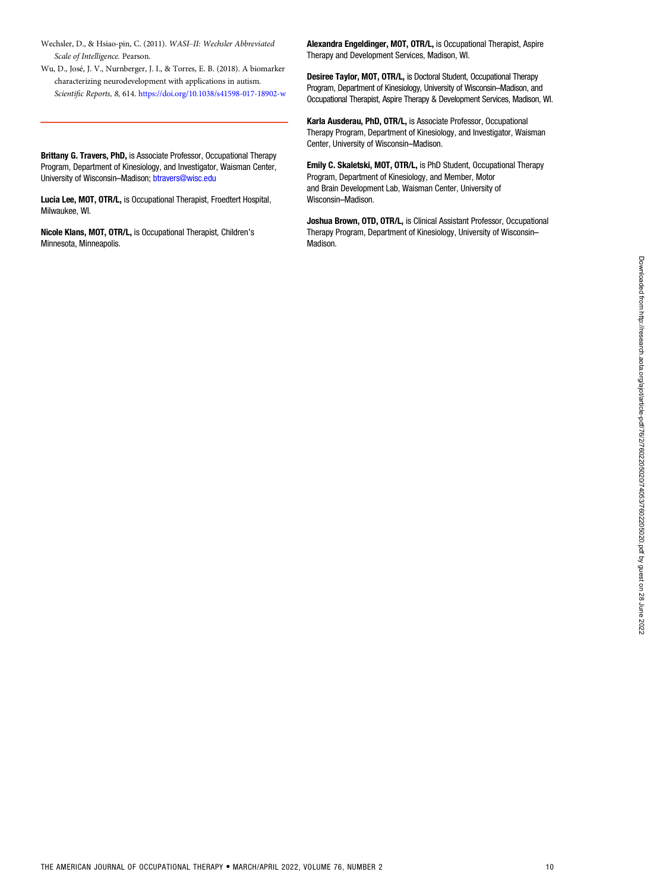Wechsler, D., & Hsiao-pin, C. (2011). *WASI–II: Wechsler Abbreviated Scale of Intelligence.* Pearson.

Wu, D., José, J. V., Nurnberger, J. I., & Torres, E. B. (2018). A biomarker characterizing neurodevelopment with applications in autism. *Scientific Reports, 8,* 614. https://doi.org/10.1038/s41598-017-18902-w

---

**Brittany G. Travers, PhD,** is Associate Professor, Occupational Therapy Program, Department of Kinesiology, and Investigator, Waisman Center, University of Wisconsin–Madison; btravers@wisc.edu

**Lucia Lee, MOT, OTR/L,** is Occupational Therapist, Froedtert Hospital, Milwaukee, WI.

**Nicole Klans, MOT, OTR/L,** is Occupational Therapist, Children's Minnesota, Minneapolis.

**Alexandra Engeldinger, MOT, OTR/L,** is Occupational Therapist, Aspire Therapy and Development Services, Madison, WI.

**Desiree Taylor, MOT, OTR/L,** is Doctoral Student, Occupational Therapy Program, Department of Kinesiology, University of Wisconsin–Madison, and Occupational Therapist, Aspire Therapy & Development Services, Madison, WI.

**Karla Ausderau, PhD, OTR/L,** is Associate Professor, Occupational Therapy Program, Department of Kinesiology, and Investigator, Waisman Center, University of Wisconsin–Madison.

**Emily C. Skaletski, MOT, OTR/L,** is PhD Student, Occupational Therapy Program, Department of Kinesiology, and Member, Motor and Brain Development Lab, Waisman Center, University of Wisconsin–Madison.

**Joshua Brown, OTD, OTR/L,** is Clinical Assistant Professor, Occupational Therapy Program, Department of Kinesiology, University of Wisconsin–Madison.